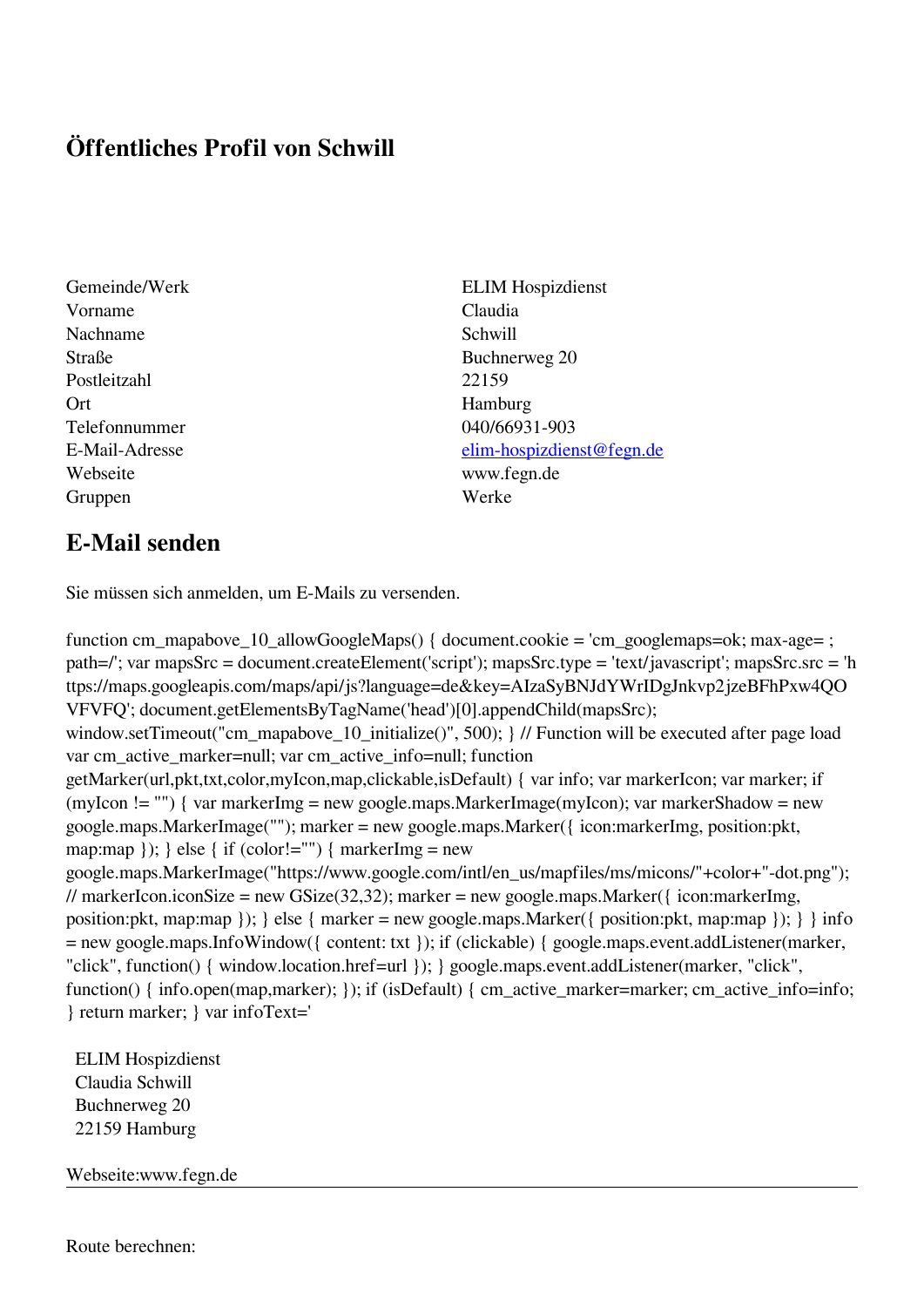# Öffentliches Profil von Schwill

| | |
|---|---|
| Gemeinde/Werk | ELIM Hospizdienst |
| Vorname | Claudia |
| Nachname | Schwill |
| Straße | Buchnerweg 20 |
| Postleitzahl | 22159 |
| Ort | Hamburg |
| Telefonnummer | 040/66931-903 |
| E-Mail-Adresse | elim-hospizdienst@fegn.de |
| Webseite | www.fegn.de |
| Gruppen | Werke |

## E-Mail senden

Sie müssen sich anmelden, um E-Mails zu versenden.

```
function cm_mapabove_10_allowGoogleMaps() { document.cookie = 'cm_googlemaps=ok; max-age= ; path=/'; var mapsSrc = document.createElement('script'); mapsSrc.type = 'text/javascript'; mapsSrc.src = 'https://maps.googleapis.com/maps/api/js?language=de&key=AIzaSyBNJdYWrIDgJnkvp2jzeBFhPxw4QOVFVFQ'; document.getElementsByTagName('head')[0].appendChild(mapsSrc); window.setTimeout("cm_mapabove_10_initialize()", 500); } // Function will be executed after page load var cm_active_marker=null; var cm_active_info=null; function getMarker(url,pkt,txt,color,myIcon,map,clickable,isDefault) { var info; var markerIcon; var marker; if (myIcon != "") { var markerImg = new google.maps.MarkerImage(myIcon); var markerShadow = new google.maps.MarkerImage(""); marker = new google.maps.Marker({ icon:markerImg, position:pkt, map:map }); } else { if (color!="") { markerImg = new google.maps.MarkerImage("https://www.google.com/intl/en_us/mapfiles/ms/micons/"+color+"-dot.png"); // markerIcon.iconSize = new GSize(32,32); marker = new google.maps.Marker({ icon:markerImg, position:pkt, map:map }); } else { marker = new google.maps.Marker({ position:pkt, map:map }); } } info = new google.maps.InfoWindow({ content: txt }); if (clickable) { google.maps.event.addListener(marker, "click", function() { window.location.href=url }); } google.maps.event.addListener(marker, "click", function() { info.open(map,marker); }); if (isDefault) { cm_active_marker=marker; cm_active_info=info; } return marker; } var infoText='
```

ELIM Hospizdienst
Claudia Schwill
Buchnerweg 20
22159 Hamburg

Webseite:www.fegn.de

---

Route berechnen: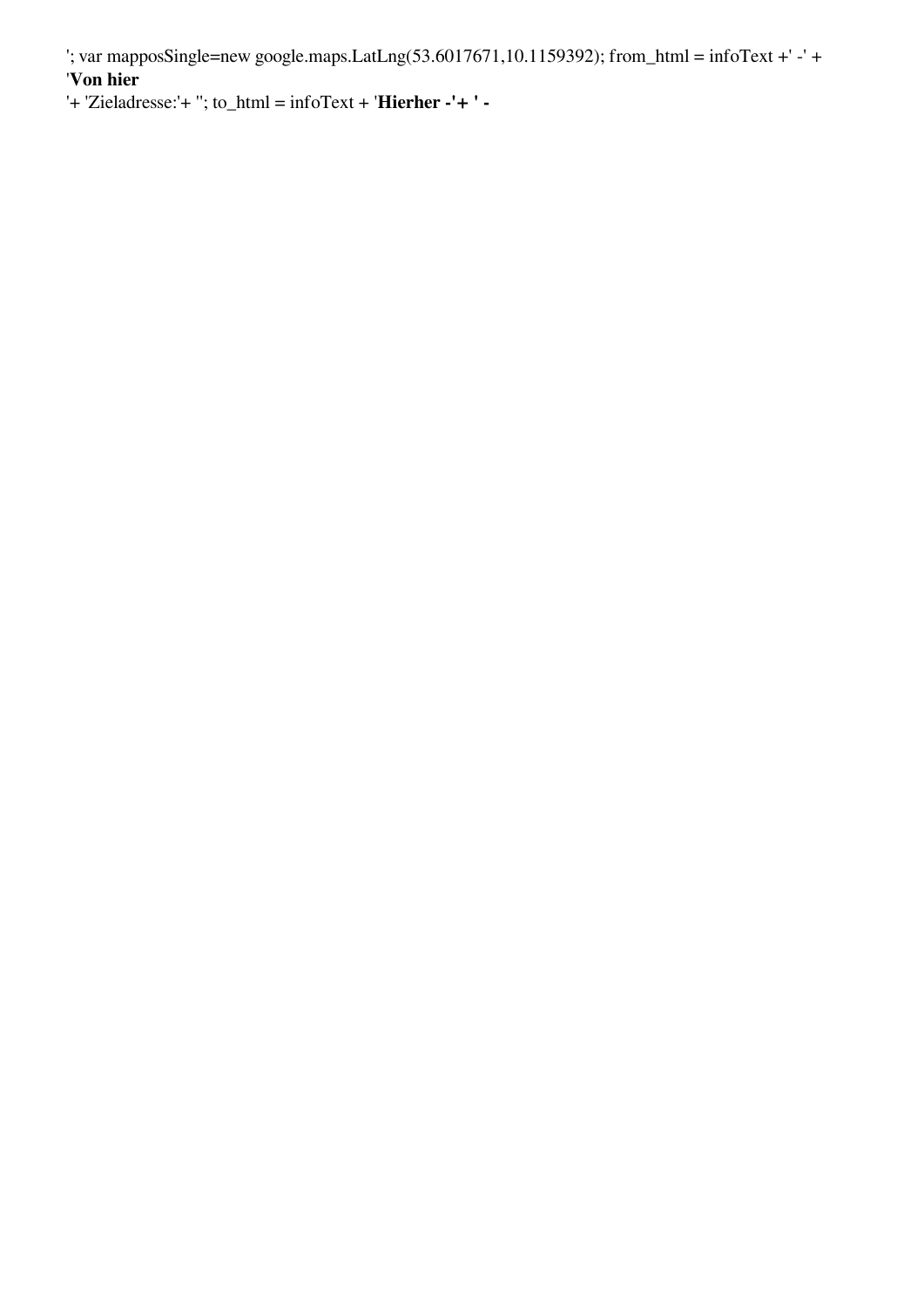'; var mapposSingle=new google.maps.LatLng(53.6017671,10.1159392); from_html = infoText +' -' +
'**Von hier**
'+ 'Zieladresse:'+ ''; to_html = infoText + '**Hierher -'+ ' -**